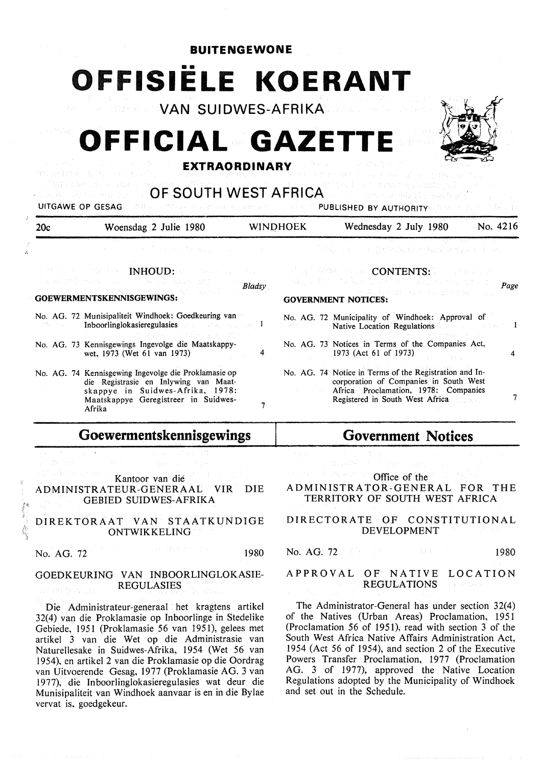**BUITENGEWONE**

# OFFISIËLE KOERANT

VAN SUIDWES-AFRIKA

# OFFICIAL GAZETTE

**EXTRAORDINARY**

OF SOUTH WEST AFRICA

UITGAWE OP GESAG — PUBLISHED BY AUTHORITY

| 20c | Woensdag 2 Julie 1980 | WINDHOEK | Wednesday 2 July 1980 | No. 4216 |
|---|---|---|---|---|

## INHOUD:

**GOEWERMENTSKENNISGEWINGS:**

| | Bladsy |
|---|---|
| No. AG. 72 Munisipaliteit Windhoek: Goedkeuring van Inboorlinglokasieregulasies | 1 |
| No. AG. 73 Kennisgewings Ingevolge die Maatskappywet, 1973 (Wet 61 van 1973) | 4 |
| No. AG. 74 Kennisgewing Ingevolge die Proklamasie op die Registrasie en Inlywing van Maatskappye in Suidwes-Afrika, 1978: Maatskappye Geregistreer in Suidwes-Afrika | 7 |

## CONTENTS:

**GOVERNMENT NOTICES:**

| | Page |
|---|---|
| No. AG. 72 Municipality of Windhoek: Approval of Native Location Regulations | 1 |
| No. AG. 73 Notices in Terms of the Companies Act, 1973 (Act 61 of 1973) | 4 |
| No. AG. 74 Notice in Terms of the Registration and Incorporation of Companies in South West Africa Proclamation, 1978: Companies Registered in South West Africa | 7 |

## Goewermentskennisgewings

Kantoor van die
ADMINISTRATEUR-GENERAAL VIR DIE GEBIED SUIDWES-AFRIKA

DIREKTORAAT VAN STAATKUNDIGE ONTWIKKELING

No. AG. 72 — 1980

### GOEDKEURING VAN INBOORLINGLOKASIE-REGULASIES

Die Administrateur-generaal het kragtens artikel 32(4) van die Proklamasie op Inboorlinge in Stedelike Gebiede, 1951 (Proklamasie 56 van 1951), gelees met artikel 3 van die Wet op die Administrasie van Naturellesake in Suidwes-Afrika, 1954 (Wet 56 van 1954), en artikel 2 van die Proklamasie op die Oordrag van Uitvoerende Gesag, 1977 (Proklamasie AG. 3 van 1977), die Inboorlinglokasieregulasies wat deur die Munisipaliteit van Windhoek aanvaar is en in die Bylae vervat is, goedgekeur.

## Government Notices

Office of the
ADMINISTRATOR-GENERAL FOR THE TERRITORY OF SOUTH WEST AFRICA

DIRECTORATE OF CONSTITUTIONAL DEVELOPMENT

No. AG. 72 — 1980

### APPROVAL OF NATIVE LOCATION REGULATIONS

The Administrator-General has under section 32(4) of the Natives (Urban Areas) Proclamation, 1951 (Proclamation 56 of 1951), read with section 3 of the South West Africa Native Affairs Administration Act, 1954 (Act 56 of 1954), and section 2 of the Executive Powers Transfer Proclamation, 1977 (Proclamation AG. 3 of 1977), approved the Native Location Regulations adopted by the Municipality of Windhoek and set out in the Schedule.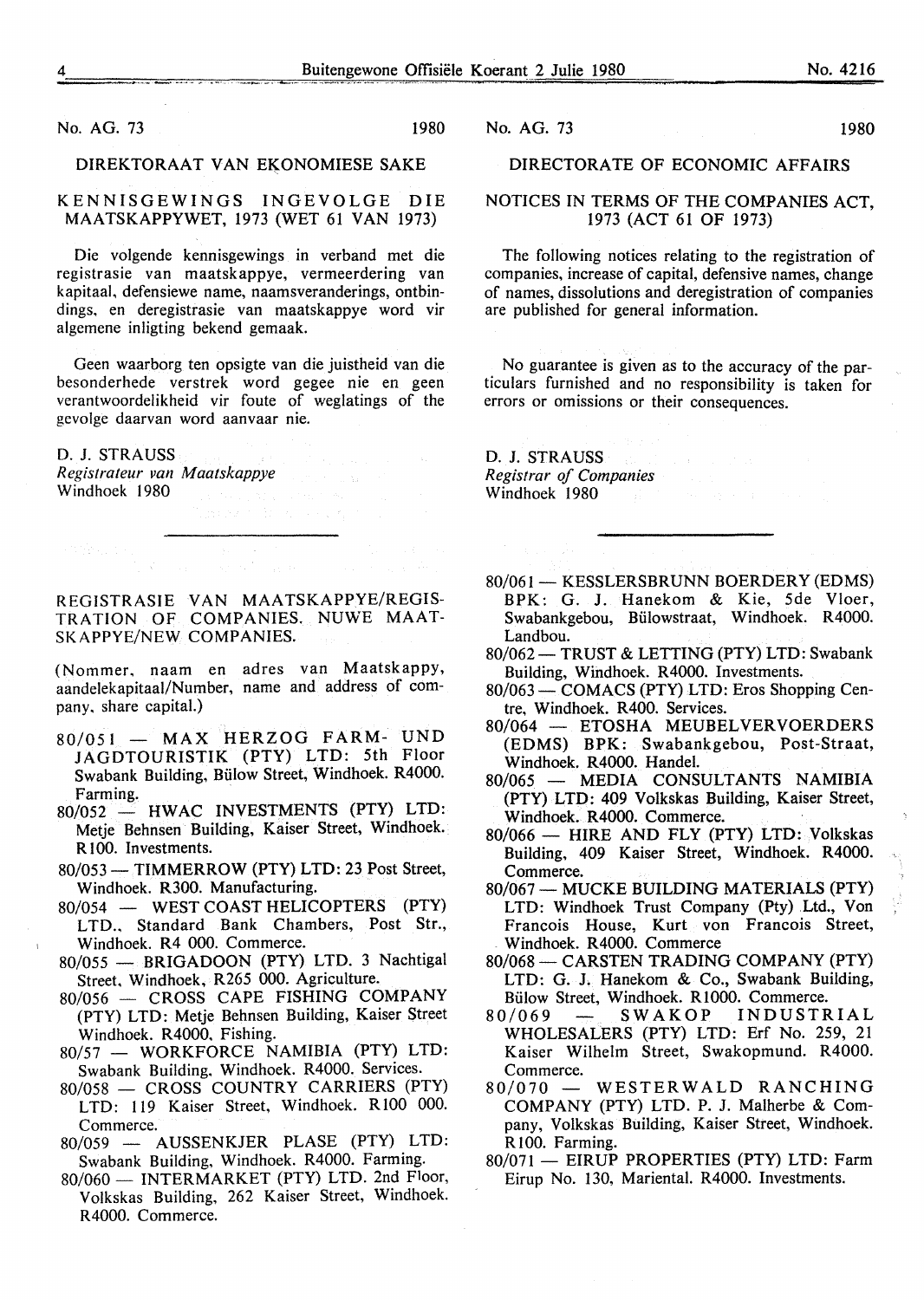No. AG. 73 1980

## DIREKTORAAT VAN EKONOMIESE SAKE

### KENNISGEWINGS INGEVOLGE DIE MAATSKAPPYWET, 1973 (WET 61 VAN 1973)

Die volgende kennisgewings in verband met die registrasie van maatskappye, vermeerdering van kapitaal, defensiewe name, naamsveranderings, ontbindings, en deregistrasie van maatskappye word vir algemene inligting bekend gemaak.

Geen waarborg ten opsigte van die juistheid van die besonderhede verstrek word gegee nie en geen verantwoordelikheid vir foute of weglatings of the gevolge daarvan word aanvaar nie.

D. J. STRAUSS
*Registrateur van Maatskappye*
Windhoek 1980

No. AG. 73 1980

## DIRECTORATE OF ECONOMIC AFFAIRS

### NOTICES IN TERMS OF THE COMPANIES ACT, 1973 (ACT 61 OF 1973)

The following notices relating to the registration of companies, increase of capital, defensive names, change of names, dissolutions and deregistration of companies are published for general information.

No guarantee is given as to the accuracy of the particulars furnished and no responsibility is taken for errors or omissions or their consequences.

D. J. STRAUSS
*Registrar of Companies*
Windhoek 1980

---

### REGISTRASIE VAN MAATSKAPPYE/REGISTRATION OF COMPANIES. NUWE MAATSKAPPYE/NEW COMPANIES.

(Nommer, naam en adres van Maatskappy, aandelekapitaal/Number, name and address of company, share capital.)

- 80/051 — MAX HERZOG FARM- UND JAGDTOURISTIK (PTY) LTD: 5th Floor Swabank Building, Bülow Street, Windhoek. R4000. Farming.
- 80/052 — HWAC INVESTMENTS (PTY) LTD: Metje Behnsen Building, Kaiser Street, Windhoek. R100. Investments.
- 80/053 — TIMMERROW (PTY) LTD: 23 Post Street, Windhoek. R300. Manufacturing.
- 80/054 — WEST COAST HELICOPTERS (PTY) LTD., Standard Bank Chambers, Post Str., Windhoek. R4 000. Commerce.
- 80/055 — BRIGADOON (PTY) LTD. 3 Nachtigal Street, Windhoek, R265 000. Agriculture.
- 80/056 — CROSS CAPE FISHING COMPANY (PTY) LTD: Metje Behnsen Building, Kaiser Street Windhoek. R4000, Fishing.
- 80/57 — WORKFORCE NAMIBIA (PTY) LTD: Swabank Building, Windhoek. R4000. Services.
- 80/058 — CROSS COUNTRY CARRIERS (PTY) LTD: 119 Kaiser Street, Windhoek. R100 000. Commerce.
- 80/059 — AUSSENKJER PLASE (PTY) LTD: Swabank Building, Windhoek. R4000. Farming.
- 80/060 — INTERMARKET (PTY) LTD. 2nd Floor, Volkskas Building, 262 Kaiser Street, Windhoek. R4000. Commerce.
- 80/061 — KESSLERSBRUNN BOERDERY (EDMS) BPK: G. J. Hanekom & Kie, 5de Vloer, Swabankgebou, Bülowstraat, Windhoek. R4000. Landbou.
- 80/062 — TRUST & LETTING (PTY) LTD: Swabank Building, Windhoek. R4000. Investments.
- 80/063 — COMACS (PTY) LTD: Eros Shopping Centre, Windhoek. R400. Services.
- 80/064 — ETOSHA MEUBELVERVOERDERS (EDMS) BPK: Swabankgebou, Post-Straat, Windhoek. R4000. Handel.
- 80/065 — MEDIA CONSULTANTS NAMIBIA (PTY) LTD: 409 Volkskas Building, Kaiser Street, Windhoek. R4000. Commerce.
- 80/066 — HIRE AND FLY (PTY) LTD: Volkskas Building, 409 Kaiser Street, Windhoek. R4000. Commerce.
- 80/067 — MUCKE BUILDING MATERIALS (PTY) LTD: Windhoek Trust Company (Pty) Ltd., Von Francois House, Kurt von Francois Street, Windhoek. R4000. Commerce
- 80/068 — CARSTEN TRADING COMPANY (PTY) LTD: G. J. Hanekom & Co., Swabank Building, Bülow Street, Windhoek. R1000. Commerce.
- 80/069 — SWAKOP INDUSTRIAL WHOLESALERS (PTY) LTD: Erf No. 259, 21 Kaiser Wilhelm Street, Swakopmund. R4000. Commerce.
- 80/070 — WESTERWALD RANCHING COMPANY (PTY) LTD. P. J. Malherbe & Company, Volkskas Building, Kaiser Street, Windhoek. R100. Farming.
- 80/071 — EIRUP PROPERTIES (PTY) LTD: Farm Eirup No. 130, Mariental. R4000. Investments.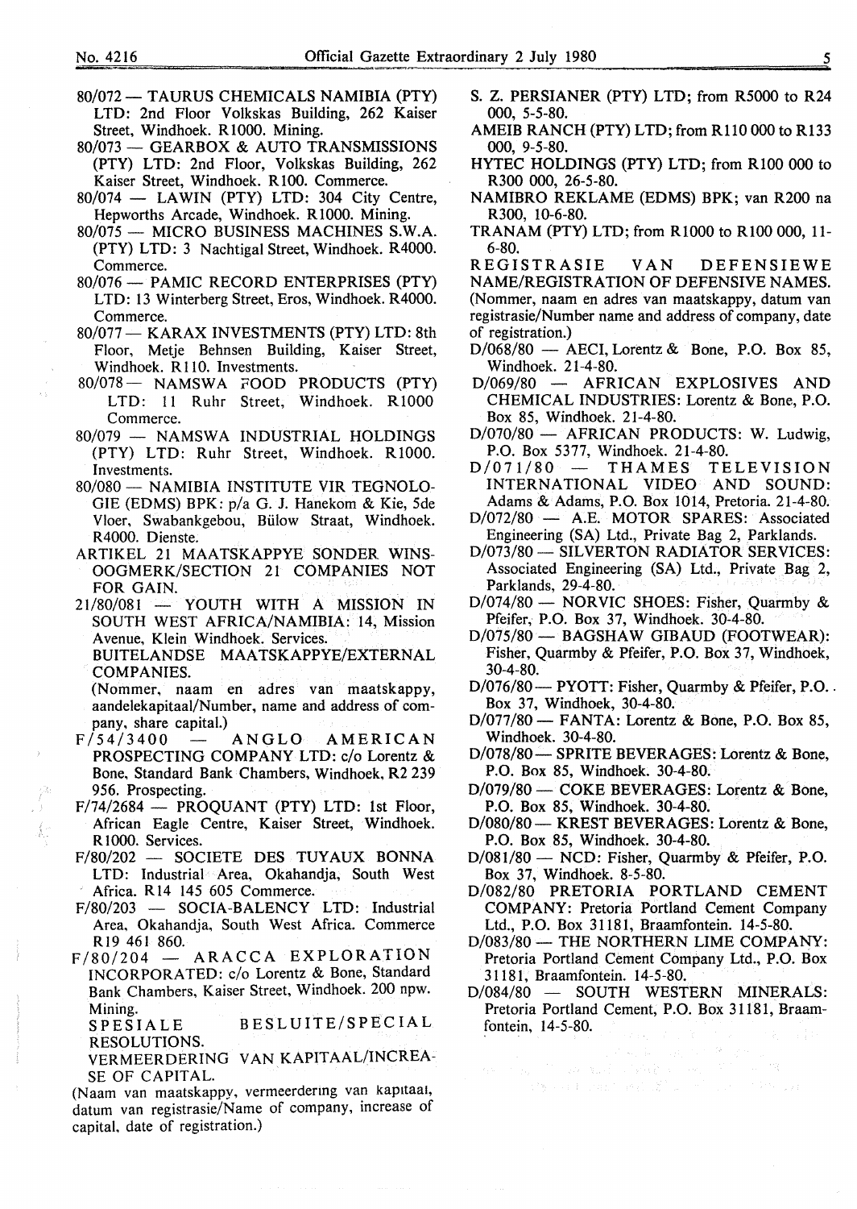80/072 — TAURUS CHEMICALS NAMIBIA (PTY) LTD: 2nd Floor Volkskas Building, 262 Kaiser Street, Windhoek. R1000. Mining.

80/073 — GEARBOX & AUTO TRANSMISSIONS (PTY) LTD: 2nd Floor, Volkskas Building, 262 Kaiser Street, Windhoek. R100. Commerce.

80/074 — LAWIN (PTY) LTD: 304 City Centre, Hepworths Arcade, Windhoek. R1000. Mining.

80/075 — MICRO BUSINESS MACHINES S.W.A. (PTY) LTD: 3 Nachtigal Street, Windhoek. R4000. Commerce.

80/076 — PAMIC RECORD ENTERPRISES (PTY) LTD: 13 Winterberg Street, Eros, Windhoek. R4000. Commerce.

80/077 — KARAX INVESTMENTS (PTY) LTD: 8th Floor, Metje Behnsen Building, Kaiser Street, Windhoek. R110. Investments.

80/078 — NAMSWA FOOD PRODUCTS (PTY) LTD: 11 Ruhr Street, Windhoek. R1000 Commerce.

80/079 — NAMSWA INDUSTRIAL HOLDINGS (PTY) LTD: Ruhr Street, Windhoek. R1000. Investments.

80/080 — NAMIBIA INSTITUTE VIR TEGNOLOGIE (EDMS) BPK: p/a G. J. Hanekom & Kie, 5de Vloer, Swabankgebou, Bülow Straat, Windhoek. R4000. Dienste.

ARTIKEL 21 MAATSKAPPYE SONDER WINSOOGMERK/SECTION 21 COMPANIES NOT FOR GAIN.

21/80/081 — YOUTH WITH A MISSION IN SOUTH WEST AFRICA/NAMIBIA: 14, Mission Avenue, Klein Windhoek. Services.

BUITELANDSE MAATSKAPPYE/EXTERNAL COMPANIES.

(Nommer, naam en adres van maatskappy, aandelekapitaal/Number, name and address of company, share capital.)

F/54/3400 — ANGLO AMERICAN PROSPECTING COMPANY LTD: c/o Lorentz & Bone, Standard Bank Chambers, Windhoek, R2 239 956. Prospecting.

F/74/2684 — PROQUANT (PTY) LTD: 1st Floor, African Eagle Centre, Kaiser Street, Windhoek. R1000. Services.

F/80/202 — SOCIETE DES TUYAUX BONNA LTD: Industrial Area, Okahandja, South West Africa. R14 145 605 Commerce.

F/80/203 — SOCIA-BALENCY LTD: Industrial Area, Okahandja, South West Africa. Commerce R19 461 860.

F/80/204 — ARACCA EXPLORATION INCORPORATED: c/o Lorentz & Bone, Standard Bank Chambers, Kaiser Street, Windhoek. 200 npw. Mining.

SPESIALE BESLUITE/SPECIAL RESOLUTIONS.

VERMEERDERING VAN KAPITAAL/INCREASE OF CAPITAL.

(Naam van maatskappy, vermeerdering van kapitaal, datum van registrasie/Name of company, increase of capital, date of registration.)

S. Z. PERSIANER (PTY) LTD; from R5000 to R24 000, 5-5-80.

AMEIB RANCH (PTY) LTD; from R110 000 to R133 000, 9-5-80.

HYTEC HOLDINGS (PTY) LTD; from R100 000 to R300 000, 26-5-80.

NAMIBRO REKLAME (EDMS) BPK; van R200 na R300, 10-6-80.

TRANAM (PTY) LTD; from R1000 to R100 000, 11-6-80.

REGISTRASIE VAN DEFENSIEWE NAME/REGISTRATION OF DEFENSIVE NAMES.

(Nommer, naam en adres van maatskappy, datum van registrasie/Number name and address of company, date of registration.)

D/068/80 — AECI, Lorentz & Bone, P.O. Box 85, Windhoek. 21-4-80.

D/069/80 — AFRICAN EXPLOSIVES AND CHEMICAL INDUSTRIES: Lorentz & Bone, P.O. Box 85, Windhoek. 21-4-80.

D/070/80 — AFRICAN PRODUCTS: W. Ludwig, P.O. Box 5377, Windhoek. 21-4-80.

D/071/80 — THAMES TELEVISION INTERNATIONAL VIDEO AND SOUND: Adams & Adams, P.O. Box 1014, Pretoria. 21-4-80.

D/072/80 — A.E. MOTOR SPARES: Associated Engineering (SA) Ltd., Private Bag 2, Parklands.

D/073/80 — SILVERTON RADIATOR SERVICES: Associated Engineering (SA) Ltd., Private Bag 2, Parklands, 29-4-80.

D/074/80 — NORVIC SHOES: Fisher, Quarmby & Pfeifer, P.O. Box 37, Windhoek. 30-4-80.

D/075/80 — BAGSHAW GIBAUD (FOOTWEAR): Fisher, Quarmby & Pfeifer, P.O. Box 37, Windhoek, 30-4-80.

D/076/80 — PYOTT: Fisher, Quarmby & Pfeifer, P.O. Box 37, Windhoek, 30-4-80.

D/077/80 — FANTA: Lorentz & Bone, P.O. Box 85, Windhoek. 30-4-80.

D/078/80 — SPRITE BEVERAGES: Lorentz & Bone, P.O. Box 85, Windhoek. 30-4-80.

D/079/80 — COKE BEVERAGES: Lorentz & Bone, P.O. Box 85, Windhoek. 30-4-80.

D/080/80 — KREST BEVERAGES: Lorentz & Bone, P.O. Box 85, Windhoek. 30-4-80.

D/081/80 — NCD: Fisher, Quarmby & Pfeifer, P.O. Box 37, Windhoek. 8-5-80.

D/082/80 PRETORIA PORTLAND CEMENT COMPANY: Pretoria Portland Cement Company Ltd., P.O. Box 31181, Braamfontein. 14-5-80.

D/083/80 — THE NORTHERN LIME COMPANY: Pretoria Portland Cement Company Ltd., P.O. Box 31181, Braamfontein. 14-5-80.

D/084/80 — SOUTH WESTERN MINERALS: Pretoria Portland Cement, P.O. Box 31181, Braamfontein, 14-5-80.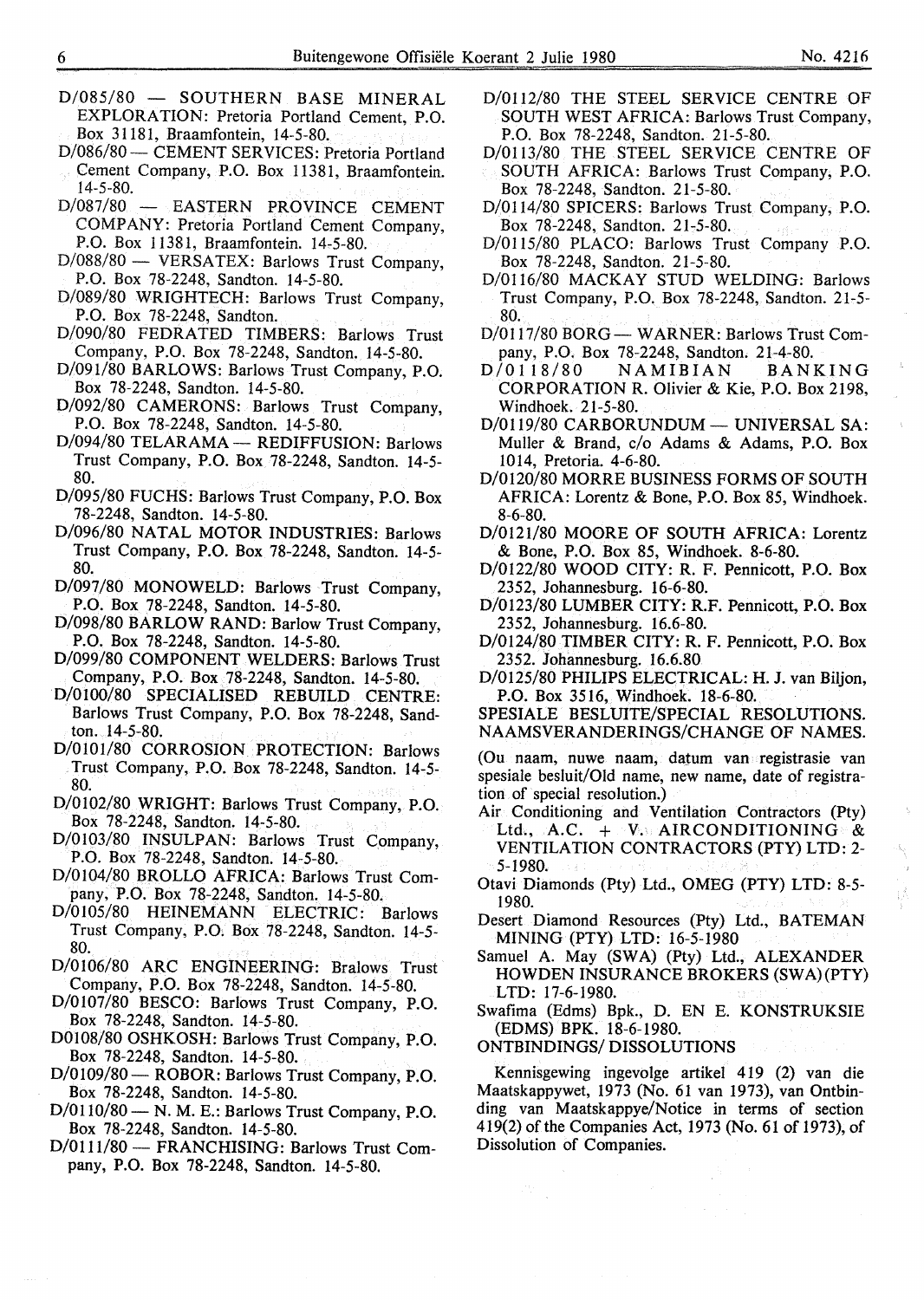D/085/80 — SOUTHERN BASE MINERAL EXPLORATION: Pretoria Portland Cement, P.O. Box 31181, Braamfontein, 14-5-80.

D/086/80 — CEMENT SERVICES: Pretoria Portland Cement Company, P.O. Box 11381, Braamfontein. 14-5-80.

D/087/80 — EASTERN PROVINCE CEMENT COMPANY: Pretoria Portland Cement Company, P.O. Box 11381, Braamfontein. 14-5-80.

D/088/80 — VERSATEX: Barlows Trust Company, P.O. Box 78-2248, Sandton. 14-5-80.

D/089/80 WRIGHTECH: Barlows Trust Company, P.O. Box 78-2248, Sandton.

D/090/80 FEDRATED TIMBERS: Barlows Trust Company, P.O. Box 78-2248, Sandton. 14-5-80.

D/091/80 BARLOWS: Barlows Trust Company, P.O. Box 78-2248, Sandton. 14-5-80.

D/092/80 CAMERONS: Barlows Trust Company, P.O. Box 78-2248, Sandton. 14-5-80.

D/094/80 TELARAMA — REDIFFUSION: Barlows Trust Company, P.O. Box 78-2248, Sandton. 14-5-80.

D/095/80 FUCHS: Barlows Trust Company, P.O. Box 78-2248, Sandton. 14-5-80.

D/096/80 NATAL MOTOR INDUSTRIES: Barlows Trust Company, P.O. Box 78-2248, Sandton. 14-5-80.

D/097/80 MONOWELD: Barlows Trust Company, P.O. Box 78-2248, Sandton. 14-5-80.

D/098/80 BARLOW RAND: Barlow Trust Company, P.O. Box 78-2248, Sandton. 14-5-80.

D/099/80 COMPONENT WELDERS: Barlows Trust Company, P.O. Box 78-2248, Sandton. 14-5-80.

D/0100/80 SPECIALISED REBUILD CENTRE: Barlows Trust Company, P.O. Box 78-2248, Sandton. 14-5-80.

D/0101/80 CORROSION PROTECTION: Barlows Trust Company, P.O. Box 78-2248, Sandton. 14-5-80.

D/0102/80 WRIGHT: Barlows Trust Company, P.O. Box 78-2248, Sandton. 14-5-80.

D/0103/80 INSULPAN: Barlows Trust Company, P.O. Box 78-2248, Sandton. 14-5-80.

D/0104/80 BROLLO AFRICA: Barlows Trust Company, P.O. Box 78-2248, Sandton. 14-5-80.

D/0105/80 HEINEMANN ELECTRIC: Barlows Trust Company, P.O. Box 78-2248, Sandton. 14-5-80.

D/0106/80 ARC ENGINEERING: Bralows Trust Company, P.O. Box 78-2248, Sandton. 14-5-80.

D/0107/80 BESCO: Barlows Trust Company, P.O. Box 78-2248, Sandton. 14-5-80.

D0108/80 OSHKOSH: Barlows Trust Company, P.O. Box 78-2248, Sandton. 14-5-80.

D/0109/80 — ROBOR: Barlows Trust Company, P.O. Box 78-2248, Sandton. 14-5-80.

D/0110/80 — N. M. E.: Barlows Trust Company, P.O. Box 78-2248, Sandton. 14-5-80.

D/0111/80 — FRANCHISING: Barlows Trust Company, P.O. Box 78-2248, Sandton. 14-5-80.

D/0112/80 THE STEEL SERVICE CENTRE OF SOUTH WEST AFRICA: Barlows Trust Company, P.O. Box 78-2248, Sandton. 21-5-80.

D/0113/80 THE STEEL SERVICE CENTRE OF SOUTH AFRICA: Barlows Trust Company, P.O. Box 78-2248, Sandton. 21-5-80.

D/0114/80 SPICERS: Barlows Trust Company, P.O. Box 78-2248, Sandton. 21-5-80.

D/0115/80 PLACO: Barlows Trust Company P.O. Box 78-2248, Sandton. 21-5-80.

D/0116/80 MACKAY STUD WELDING: Barlows Trust Company, P.O. Box 78-2248, Sandton. 21-5-80.

D/0117/80 BORG — WARNER: Barlows Trust Company, P.O. Box 78-2248, Sandton. 21-4-80.

D/0118/80 NAMIBIAN BANKING CORPORATION R. Olivier & Kie, P.O. Box 2198, Windhoek. 21-5-80.

D/0119/80 CARBORUNDUM — UNIVERSAL SA: Muller & Brand, c/o Adams & Adams, P.O. Box 1014, Pretoria. 4-6-80.

D/0120/80 MORRE BUSINESS FORMS OF SOUTH AFRICA: Lorentz & Bone, P.O. Box 85, Windhoek. 8-6-80.

D/0121/80 MOORE OF SOUTH AFRICA: Lorentz & Bone, P.O. Box 85, Windhoek. 8-6-80.

D/0122/80 WOOD CITY: R. F. Pennicott, P.O. Box 2352, Johannesburg. 16-6-80.

D/0123/80 LUMBER CITY: R.F. Pennicott, P.O. Box 2352, Johannesburg. 16.6-80.

D/0124/80 TIMBER CITY: R. F. Pennicott, P.O. Box 2352. Johannesburg. 16.6.80

D/0125/80 PHILIPS ELECTRICAL: H. J. van Biljon, P.O. Box 3516, Windhoek. 18-6-80.

## SPESIALE BESLUITE/SPECIAL RESOLUTIONS. NAAMSVERANDERINGS/CHANGE OF NAMES.

(Ou naam, nuwe naam, datum van registrasie van spesiale besluit/Old name, new name, date of registration of special resolution.)

Air Conditioning and Ventilation Contractors (Pty) Ltd., A.C. + V. AIRCONDITIONING & VENTILATION CONTRACTORS (PTY) LTD: 2-5-1980.

Otavi Diamonds (Pty) Ltd., OMEG (PTY) LTD: 8-5-1980.

Desert Diamond Resources (Pty) Ltd., BATEMAN MINING (PTY) LTD: 16-5-1980

Samuel A. May (SWA) (Pty) Ltd., ALEXANDER HOWDEN INSURANCE BROKERS (SWA) (PTY) LTD: 17-6-1980.

Swafima (Edms) Bpk., D. EN E. KONSTRUKSIE (EDMS) BPK. 18-6-1980.

## ONTBINDINGS/ DISSOLUTIONS

Kennisgewing ingevolge artikel 419 (2) van die Maatskappywet, 1973 (No. 61 van 1973), van Ontbinding van Maatskappye/Notice in terms of section 419(2) of the Companies Act, 1973 (No. 61 of 1973), of Dissolution of Companies.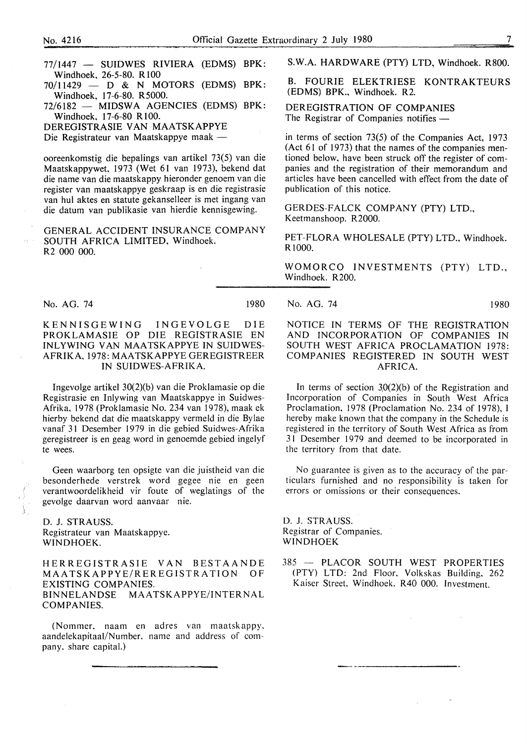77/1447 — SUIDWES RIVIERA (EDMS) BPK: Windhoek, 26-5-80. R100

70/11429 — D & N MOTORS (EDMS) BPK: Windhoek, 17-6-80. R5000.

72/6182 — MIDSWA AGENCIES (EDMS) BPK: Windhoek, 17-6-80 R100.

DEREGISTRASIE VAN MAATSKAPPYE

Die Registrateur van Maatskappye maak —

ooreenkomstig die bepalings van artikel 73(5) van die Maatskappywet, 1973 (Wet 61 van 1973), bekend dat die name van die maatskappy hieronder genoem van die register van maatskappye geskraap is en die registrasie van hul aktes en statute gekanselleer is met ingang van die datum van publikasie van hierdie kennisgewing.

GENERAL ACCIDENT INSURANCE COMPANY SOUTH AFRICA LIMITED, Windhoek. R2 000 000.

S.W.A. HARDWARE (PTY) LTD, Windhoek. R800.

B. FOURIE ELEKTRIESE KONTRAKTEURS (EDMS) BPK., Windhoek. R2.

DEREGISTRATION OF COMPANIES

The Registrar of Companies notifies —

in terms of section 73(5) of the Companies Act, 1973 (Act 61 of 1973) that the names of the companies mentioned below, have been struck off the register of companies and the registration of their memorandum and articles have been cancelled with effect from the date of publication of this notice.

GERDES-FALCK COMPANY (PTY) LTD., Keetmanshoop. R2000.

PET-FLORA WHOLESALE (PTY) LTD., Windhoek. R1000.

WOMORCO INVESTMENTS (PTY) LTD., Windhoek. R200.

---

No. AG. 74 1980

## KENNISGEWING INGEVOLGE DIE PROKLAMASIE OP DIE REGISTRASIE EN INLYWING VAN MAATSKAPPYE IN SUIDWES-AFRIKA, 1978: MAATSKAPPYE GEREGISTREER IN SUIDWES-AFRIKA.

Ingevolge artikel 30(2)(b) van die Proklamasie op die Registrasie en Inlywing van Maatskappye in Suidwes-Afrika, 1978 (Proklamasie No. 234 van 1978), maak ek hierby bekend dat die maatskappy vermeld in die Bylae vanaf 31 Desember 1979 in die gebied Suidwes-Afrika geregistreer is en geag word in genoemde gebied ingelyf te wees.

Geen waarborg ten opsigte van die juistheid van die besonderhede verstrek word gegee nie en geen verantwoordelikheid vir foute of weglatings of the gevolge daarvan word aanvaar nie.

D. J. STRAUSS.
Registrateur van Maatskappye.
WINDHOEK.

HERREGISTRASIE VAN BESTAANDE MAATSKAPPYE/REREGISTRATION OF EXISTING COMPANIES.
BINNELANDSE MAATSKAPPYE/INTERNAL COMPANIES.

(Nommer, naam en adres van maatskappy, aandelekapitaal/Number, name and address of company, share capital.)

No. AG. 74 1980

## NOTICE IN TERMS OF THE REGISTRATION AND INCORPORATION OF COMPANIES IN SOUTH WEST AFRICA PROCLAMATION 1978: COMPANIES REGISTERED IN SOUTH WEST AFRICA.

In terms of section 30(2)(b) of the Registration and Incorporation of Companies in South West Africa Proclamation, 1978 (Proclamation No. 234 of 1978), I hereby make known that the company in the Schedule is registered in the territory of South West Africa as from 31 Desember 1979 and deemed to be incorporated in the territory from that date.

No guarantee is given as to the accuracy of the particulars furnished and no responsibility is taken for errors or omissions or their consequences.

D. J. STRAUSS.
Registrar of Companies.
WINDHOEK

385 — PLACOR SOUTH WEST PROPERTIES (PTY) LTD: 2nd Floor, Volkskas Building, 262 Kaiser Street, Windhoek. R40 000. Investment.